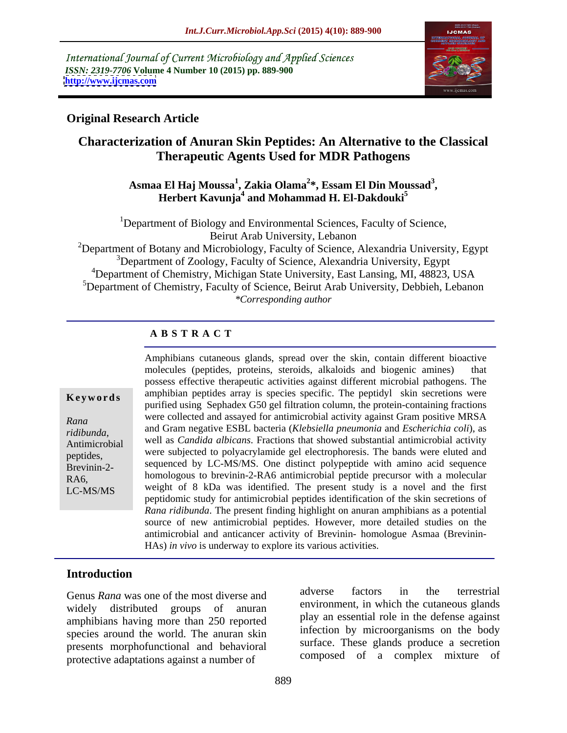International Journal of Current Microbiology and Applied Sciences
*ISSN: 2319-7706* **Volume 4 Number 10 (2015) pp. 889-900**
**http://www.ijcmas.com**

**Original Research Article**

# Characterization of Anuran Skin Peptides: An Alternative to the Classical Therapeutic Agents Used for MDR Pathogens

**Asmaa El Haj Moussa[1], Zakia Olama[2]*, Essam El Din Moussad[3], Herbert Kavunja[4] and Mohammad H. El-Dakdouki[5]**

[1]Department of Biology and Environmental Sciences, Faculty of Science, Beirut Arab University, Lebanon
[2]Department of Botany and Microbiology, Faculty of Science, Alexandria University, Egypt
[3]Department of Zoology, Faculty of Science, Alexandria University, Egypt
[4]Department of Chemistry, Michigan State University, East Lansing, MI, 48823, USA
[5]Department of Chemistry, Faculty of Science, Beirut Arab University, Debbieh, Lebanon
*\*Corresponding author*

## ABSTRACT

**Keywords**

*Rana ridibunda*, Antimicrobial peptides, Brevinin-2-RA6, LC-MS/MS

Amphibians cutaneous glands, spread over the skin, contain different bioactive molecules (peptides, proteins, steroids, alkaloids and biogenic amines) that possess effective therapeutic activities against different microbial pathogens. The amphibian peptides array is species specific. The peptidyl skin secretions were purified using Sephadex G50 gel filtration column, the protein-containing fractions were collected and assayed for antimicrobial activity against Gram positive MRSA and Gram negative ESBL bacteria (*Klebsiella pneumonia* and *Escherichia coli*), as well as *Candida albicans*. Fractions that showed substantial antimicrobial activity were subjected to polyacrylamide gel electrophoresis. The bands were eluted and sequenced by LC-MS/MS. One distinct polypeptide with amino acid sequence homologous to brevinin-2-RA6 antimicrobial peptide precursor with a molecular weight of 8 kDa was identified. The present study is a novel and the first peptidomic study for antimicrobial peptides identification of the skin secretions of *Rana ridibunda*. The present finding highlight on anuran amphibians as a potential source of new antimicrobial peptides. However, more detailed studies on the antimicrobial and anticancer activity of Brevinin- homologue Asmaa (Brevinin-HAs) *in vivo* is underway to explore its various activities.

## Introduction

Genus *Rana* was one of the most diverse and widely distributed groups of anuran amphibians having more than 250 reported species around the world. The anuran skin presents morphofunctional and behavioral protective adaptations against a number of adverse factors in the terrestrial environment, in which the cutaneous glands play an essential role in the defense against infection by microorganisms on the body surface. These glands produce a secretion composed of a complex mixture of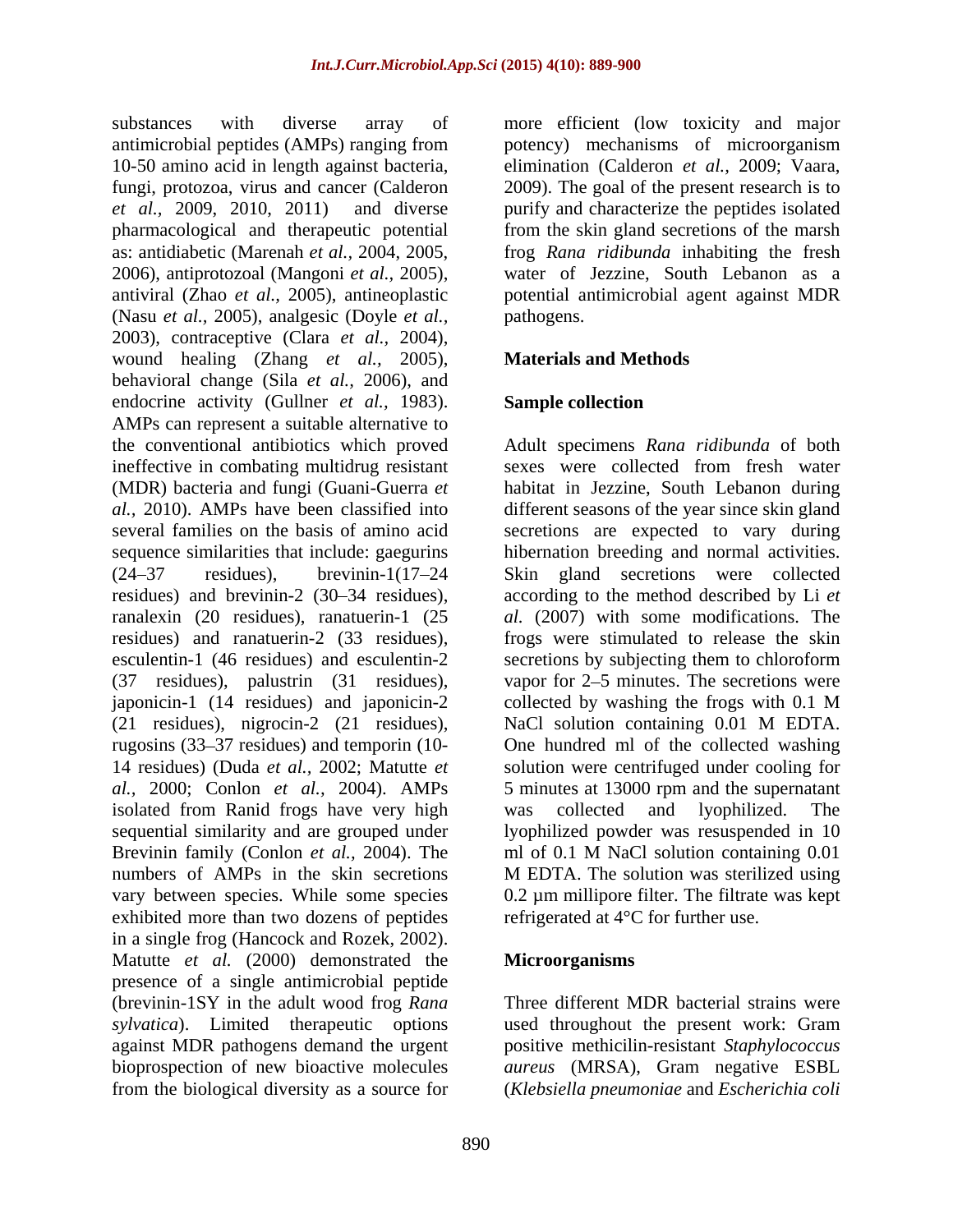substances with diverse array of antimicrobial peptides (AMPs) ranging from 10-50 amino acid in length against bacteria, fungi, protozoa, virus and cancer (Calderon *et al.,* 2009, 2010, 2011) and diverse pharmacological and therapeutic potential as: antidiabetic (Marenah *et al.,* 2004, 2005, 2006), antiprotozoal (Mangoni *et al.,* 2005), antiviral (Zhao *et al.,* 2005), antineoplastic (Nasu *et al.,* 2005), analgesic (Doyle *et al.,* 2003), contraceptive (Clara *et al.,* 2004), wound healing (Zhang *et al.,* 2005), behavioral change (Sila *et al.,* 2006), and endocrine activity (Gullner *et al.,* 1983). AMPs can represent a suitable alternative to the conventional antibiotics which proved ineffective in combating multidrug resistant (MDR) bacteria and fungi (Guani-Guerra *et al.,* 2010). AMPs have been classified into several families on the basis of amino acid sequence similarities that include: gaegurins (24–37 residues), brevinin-1(17–24 residues) and brevinin-2 (30–34 residues), ranalexin (20 residues), ranatuerin-1 (25 residues) and ranatuerin-2 (33 residues), esculentin-1 (46 residues) and esculentin-2 (37 residues), palustrin (31 residues), japonicin-1 (14 residues) and japonicin-2 (21 residues), nigrocin-2 (21 residues), rugosins (33–37 residues) and temporin (10-14 residues) (Duda *et al.,* 2002; Matutte *et al.,* 2000; Conlon *et al.,* 2004). AMPs isolated from Ranid frogs have very high sequential similarity and are grouped under Brevinin family (Conlon *et al.,* 2004). The numbers of AMPs in the skin secretions vary between species. While some species exhibited more than two dozens of peptides in a single frog (Hancock and Rozek, 2002). Matutte *et al.* (2000) demonstrated the presence of a single antimicrobial peptide (brevinin-1SY in the adult wood frog *Rana sylvatica*). Limited therapeutic options against MDR pathogens demand the urgent bioprospection of new bioactive molecules from the biological diversity as a source for more efficient (low toxicity and major potency) mechanisms of microorganism elimination (Calderon *et al.,* 2009; Vaara, 2009). The goal of the present research is to purify and characterize the peptides isolated from the skin gland secretions of the marsh frog *Rana ridibunda* inhabiting the fresh water of Jezzine, South Lebanon as a potential antimicrobial agent against MDR pathogens.

## Materials and Methods

### Sample collection

Adult specimens *Rana ridibunda* of both sexes were collected from fresh water habitat in Jezzine, South Lebanon during different seasons of the year since skin gland secretions are expected to vary during hibernation breeding and normal activities. Skin gland secretions were collected according to the method described by Li *et al.* (2007) with some modifications. The frogs were stimulated to release the skin secretions by subjecting them to chloroform vapor for 2–5 minutes. The secretions were collected by washing the frogs with 0.1 M NaCl solution containing 0.01 M EDTA. One hundred ml of the collected washing solution were centrifuged under cooling for 5 minutes at 13000 rpm and the supernatant was collected and lyophilized. The lyophilized powder was resuspended in 10 ml of 0.1 M NaCl solution containing 0.01 M EDTA. The solution was sterilized using 0.2 µm millipore filter. The filtrate was kept refrigerated at 4°C for further use.

### Microorganisms

Three different MDR bacterial strains were used throughout the present work: Gram positive methicilin-resistant *Staphylococcus aureus* (MRSA), Gram negative ESBL (*Klebsiella pneumoniae* and *Escherichia coli*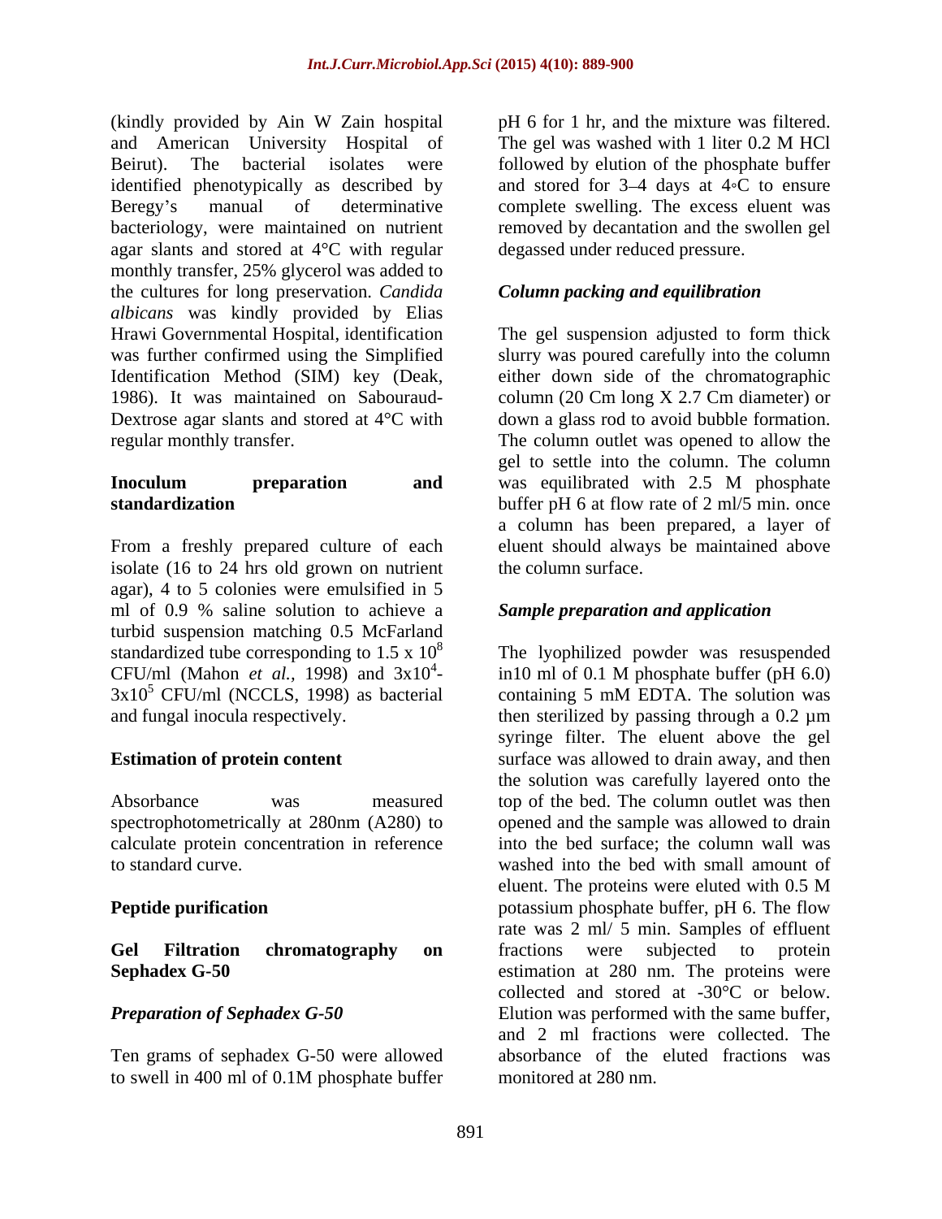(kindly provided by Ain W Zain hospital and American University Hospital of Beirut). The bacterial isolates were identified phenotypically as described by Beregy's manual of determinative bacteriology, were maintained on nutrient agar slants and stored at 4°C with regular monthly transfer, 25% glycerol was added to the cultures for long preservation. *Candida albicans* was kindly provided by Elias Hrawi Governmental Hospital, identification was further confirmed using the Simplified Identification Method (SIM) key (Deak, 1986). It was maintained on Sabouraud-Dextrose agar slants and stored at 4°C with regular monthly transfer.

**Inoculum preparation and standardization**

From a freshly prepared culture of each isolate (16 to 24 hrs old grown on nutrient agar), 4 to 5 colonies were emulsified in 5 ml of 0.9 % saline solution to achieve a turbid suspension matching 0.5 McFarland standardized tube corresponding to $1.5 \times 10^8$ CFU/ml (Mahon *et al.*, 1998) and $3 \times 10^4$-$3 \times 10^5$ CFU/ml (NCCLS, 1998) as bacterial and fungal inocula respectively.

**Estimation of protein content**

Absorbance was measured spectrophotometrically at 280nm (A280) to calculate protein concentration in reference to standard curve.

**Peptide purification**

**Gel Filtration chromatography on Sephadex G-50**

***Preparation of Sephadex G-50***

Ten grams of sephadex G-50 were allowed to swell in 400 ml of 0.1M phosphate buffer pH 6 for 1 hr, and the mixture was filtered. The gel was washed with 1 liter 0.2 M HCl followed by elution of the phosphate buffer and stored for 3–4 days at 4◦C to ensure complete swelling. The excess eluent was removed by decantation and the swollen gel degassed under reduced pressure.

***Column packing and equilibration***

The gel suspension adjusted to form thick slurry was poured carefully into the column either down side of the chromatographic column (20 Cm long X 2.7 Cm diameter) or down a glass rod to avoid bubble formation. The column outlet was opened to allow the gel to settle into the column. The column was equilibrated with 2.5 M phosphate buffer pH 6 at flow rate of 2 ml/5 min. once a column has been prepared, a layer of eluent should always be maintained above the column surface.

***Sample preparation and application***

The lyophilized powder was resuspended in10 ml of 0.1 M phosphate buffer (pH 6.0) containing 5 mM EDTA. The solution was then sterilized by passing through a 0.2 µm syringe filter. The eluent above the gel surface was allowed to drain away, and then the solution was carefully layered onto the top of the bed. The column outlet was then opened and the sample was allowed to drain into the bed surface; the column wall was washed into the bed with small amount of eluent. The proteins were eluted with 0.5 M potassium phosphate buffer, pH 6. The flow rate was 2 ml/ 5 min. Samples of effluent fractions were subjected to protein estimation at 280 nm. The proteins were collected and stored at -30°C or below. Elution was performed with the same buffer, and 2 ml fractions were collected. The absorbance of the eluted fractions was monitored at 280 nm.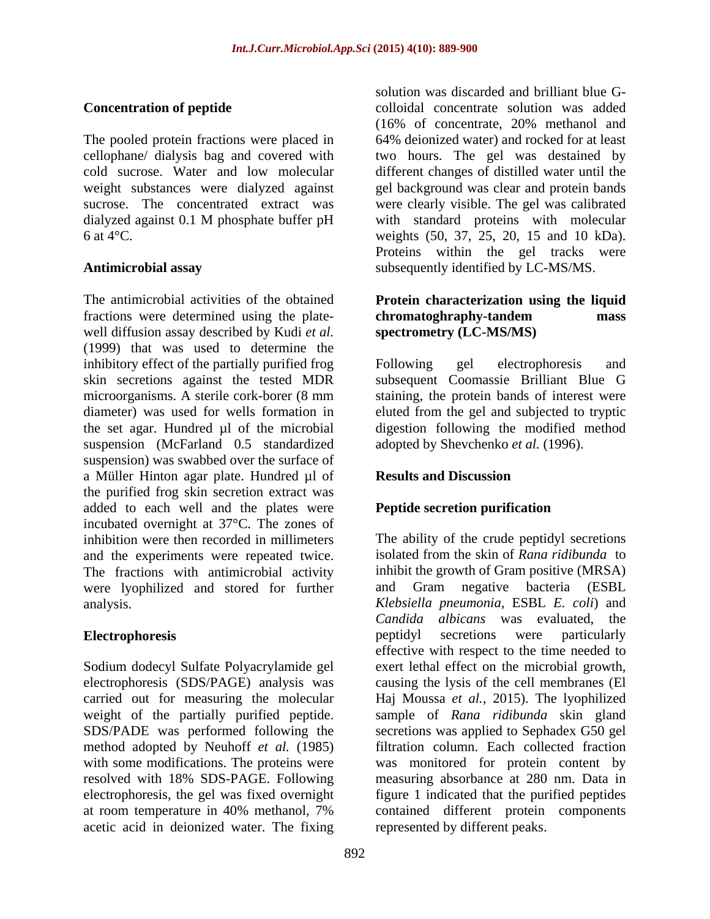**Concentration of peptide**

The pooled protein fractions were placed in cellophane/ dialysis bag and covered with cold sucrose. Water and low molecular weight substances were dialyzed against sucrose. The concentrated extract was dialyzed against 0.1 M phosphate buffer pH 6 at 4°C.

**Antimicrobial assay**

The antimicrobial activities of the obtained fractions were determined using the plate-well diffusion assay described by Kudi *et al.* (1999) that was used to determine the inhibitory effect of the partially purified frog skin secretions against the tested MDR microorganisms. A sterile cork-borer (8 mm diameter) was used for wells formation in the set agar. Hundred µl of the microbial suspension (McFarland 0.5 standardized suspension) was swabbed over the surface of a Müller Hinton agar plate. Hundred µl of the purified frog skin secretion extract was added to each well and the plates were incubated overnight at 37°C. The zones of inhibition were then recorded in millimeters and the experiments were repeated twice. The fractions with antimicrobial activity were lyophilized and stored for further analysis.

**Electrophoresis**

Sodium dodecyl Sulfate Polyacrylamide gel electrophoresis (SDS/PAGE) analysis was carried out for measuring the molecular weight of the partially purified peptide. SDS/PADE was performed following the method adopted by Neuhoff *et al.* (1985) with some modifications. The proteins were resolved with 18% SDS-PAGE. Following electrophoresis, the gel was fixed overnight at room temperature in 40% methanol, 7% acetic acid in deionized water. The fixing solution was discarded and brilliant blue G-colloidal concentrate solution was added (16% of concentrate, 20% methanol and 64% deionized water) and rocked for at least two hours. The gel was destained by different changes of distilled water until the gel background was clear and protein bands were clearly visible. The gel was calibrated with standard proteins with molecular weights (50, 37, 25, 20, 15 and 10 kDa). Proteins within the gel tracks were subsequently identified by LC-MS/MS.

**Protein characterization using the liquid chromatoghraphy-tandem mass spectrometry (LC-MS/MS)**

Following gel electrophoresis and subsequent Coomassie Brilliant Blue G staining, the protein bands of interest were eluted from the gel and subjected to tryptic digestion following the modified method adopted by Shevchenko *et al.* (1996).

## Results and Discussion

**Peptide secretion purification**

The ability of the crude peptidyl secretions isolated from the skin of *Rana ridibunda* to inhibit the growth of Gram positive (MRSA) and Gram negative bacteria (ESBL *Klebsiella pneumonia*, ESBL *E. coli*) and *Candida albicans* was evaluated, the peptidyl secretions were particularly effective with respect to the time needed to exert lethal effect on the microbial growth, causing the lysis of the cell membranes (El Haj Moussa *et al.,* 2015). The lyophilized sample of *Rana ridibunda* skin gland secretions was applied to Sephadex G50 gel filtration column. Each collected fraction was monitored for protein content by measuring absorbance at 280 nm. Data in figure 1 indicated that the purified peptides contained different protein components represented by different peaks.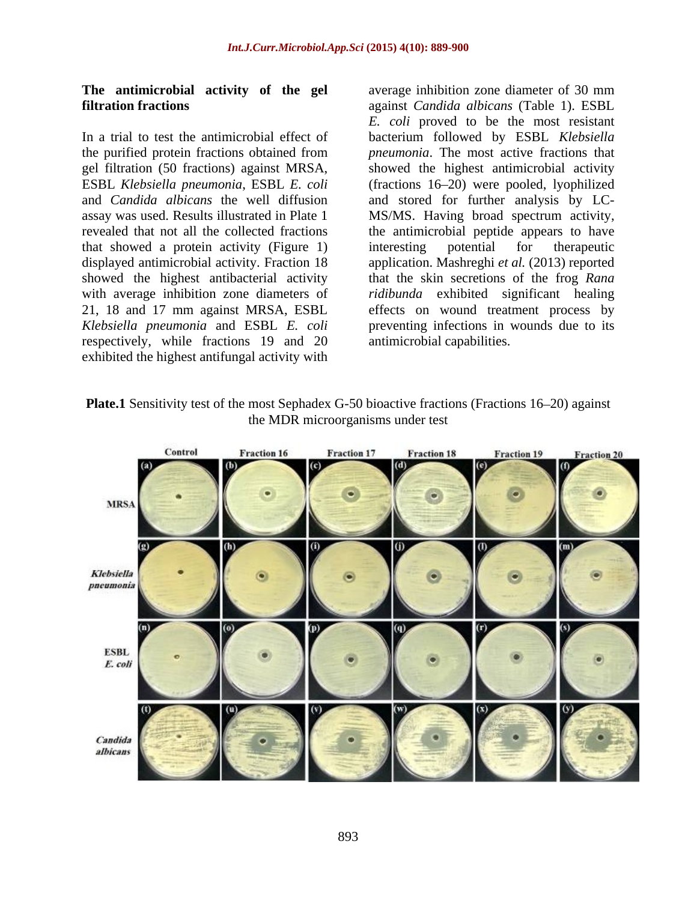### The antimicrobial activity of the gel filtration fractions

In a trial to test the antimicrobial effect of the purified protein fractions obtained from gel filtration (50 fractions) against MRSA, ESBL *Klebsiella pneumonia,* ESBL *E. coli* and *Candida albicans* the well diffusion assay was used. Results illustrated in Plate 1 revealed that not all the collected fractions that showed a protein activity (Figure 1) displayed antimicrobial activity. Fraction 18 showed the highest antibacterial activity with average inhibition zone diameters of 21, 18 and 17 mm against MRSA, ESBL *Klebsiella pneumonia* and ESBL *E. coli* respectively, while fractions 19 and 20 exhibited the highest antifungal activity with average inhibition zone diameter of 30 mm against *Candida albicans* (Table 1). ESBL *E. coli* proved to be the most resistant bacterium followed by ESBL *Klebsiella pneumonia*. The most active fractions that showed the highest antimicrobial activity (fractions 16–20) were pooled, lyophilized and stored for further analysis by LC-MS/MS. Having broad spectrum activity, the antimicrobial peptide appears to have interesting potential for therapeutic application. Mashreghi *et al.* (2013) reported that the skin secretions of the frog *Rana ridibunda* exhibited significant healing effects on wound treatment process by preventing infections in wounds due to its antimicrobial capabilities.

**Plate.1** Sensitivity test of the most Sephadex G-50 bioactive fractions (Fractions 16–20) against the MDR microorganisms under test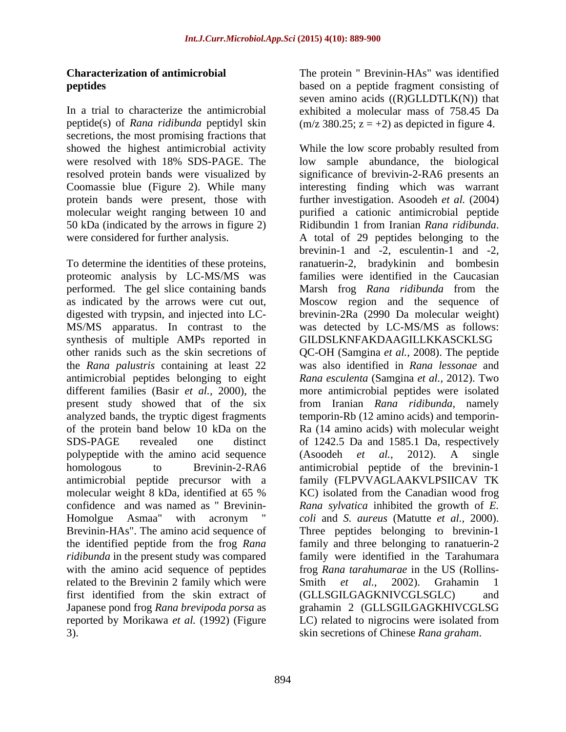## Characterization of antimicrobial peptides

In a trial to characterize the antimicrobial peptide(s) of *Rana ridibunda* peptidyl skin secretions, the most promising fractions that showed the highest antimicrobial activity were resolved with 18% SDS-PAGE. The resolved protein bands were visualized by Coomassie blue (Figure 2). While many protein bands were present, those with molecular weight ranging between 10 and 50 kDa (indicated by the arrows in figure 2) were considered for further analysis.

To determine the identities of these proteins, proteomic analysis by LC-MS/MS was performed. The gel slice containing bands as indicated by the arrows were cut out, digested with trypsin, and injected into LC-MS/MS apparatus. In contrast to the synthesis of multiple AMPs reported in other ranids such as the skin secretions of the *Rana palustris* containing at least 22 antimicrobial peptides belonging to eight different families (Basir *et al.,* 2000), the present study showed that of the six analyzed bands, the tryptic digest fragments of the protein band below 10 kDa on the SDS-PAGE revealed one distinct polypeptide with the amino acid sequence homologous to Brevinin-2-RA6 antimicrobial peptide precursor with a molecular weight 8 kDa, identified at 65 % confidence and was named as " Brevinin-Homolgue Asmaa" with acronym " Brevinin-HAs". The amino acid sequence of the identified peptide from the frog *Rana ridibunda* in the present study was compared with the amino acid sequence of peptides related to the Brevinin 2 family which were first identified from the skin extract of Japanese pond frog *Rana brevipoda porsa* as reported by Morikawa *et al.* (1992) (Figure 3).

The protein " Brevinin-HAs" was identified based on a peptide fragment consisting of seven amino acids ((R)GLLDTLK(N)) that exhibited a molecular mass of 758.45 Da (m/z 380.25; z = +2) as depicted in figure 4.

While the low score probably resulted from low sample abundance, the biological significance of brevivin-2-RA6 presents an interesting finding which was warrant further investigation. Asoodeh *et al.* (2004) purified a cationic antimicrobial peptide Ridibundin 1 from Iranian *Rana ridibunda*. A total of 29 peptides belonging to the brevinin-1 and -2, esculentin-1 and -2, ranatuerin-2, bradykinin and bombesin families were identified in the Caucasian Marsh frog *Rana ridibunda* from the Moscow region and the sequence of brevinin-2Ra (2990 Da molecular weight) was detected by LC-MS/MS as follows: GILDSLKNFAKDAAGILLKKASCKLSG QC-OH (Samgina *et al.,* 2008). The peptide was also identified in *Rana lessonae* and *Rana esculenta* (Samgina *et al.,* 2012). Two more antimicrobial peptides were isolated from Iranian *Rana ridibunda*, namely temporin-Rb (12 amino acids) and temporin-Ra (14 amino acids) with molecular weight of 1242.5 Da and 1585.1 Da, respectively (Asoodeh *et al.,* 2012). A single antimicrobial peptide of the brevinin-1 family (FLPVVAGLAAKVLPSIICAV TK KC) isolated from the Canadian wood frog *Rana sylvatica* inhibited the growth of *E. coli* and *S. aureus* (Matutte *et al.,* 2000). Three peptides belonging to brevinin-1 family and three belonging to ranatuerin-2 family were identified in the Tarahumara frog *Rana tarahumarae* in the US (Rollins-Smith *et al.,* 2002). Grahamin 1 (GLLSGILGAGKNIVCGLSGLC) and grahamin 2 (GLLSGILGAGKHIVCGLSG LC) related to nigrocins were isolated from skin secretions of Chinese *Rana graham*.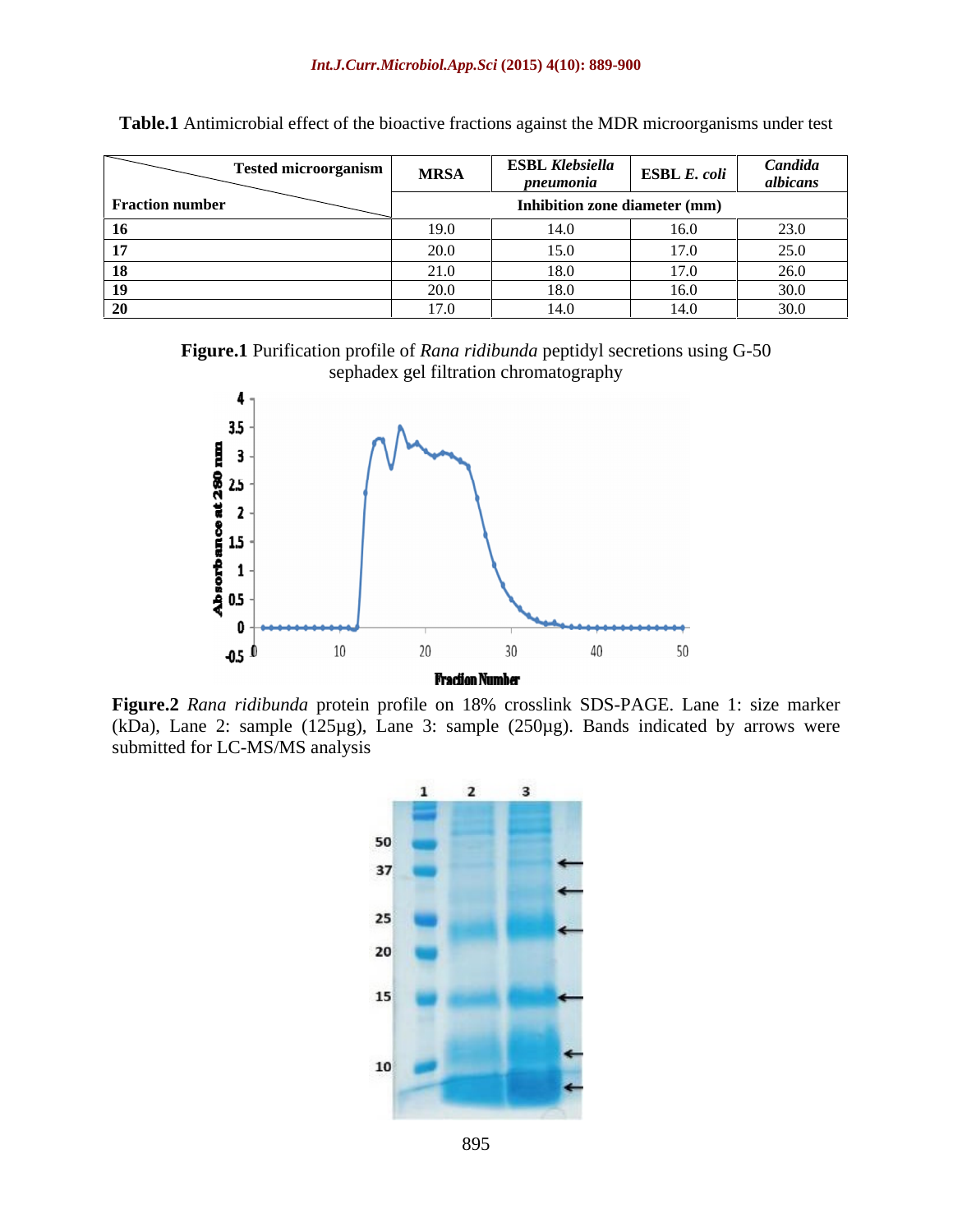**Table.1** Antimicrobial effect of the bioactive fractions against the MDR microorganisms under test

| Fraction number \ Tested microorganism | MRSA | ESBL *Klebsiella pneumonia* | ESBL *E. coli* | *Candida albicans* |
|---|---|---|---|---|
| | Inhibition zone diameter (mm) | | | |
| **16** | 19.0 | 14.0 | 16.0 | 23.0 |
| **17** | 20.0 | 15.0 | 17.0 | 25.0 |
| **18** | 21.0 | 18.0 | 17.0 | 26.0 |
| **19** | 20.0 | 18.0 | 16.0 | 30.0 |
| **20** | 17.0 | 14.0 | 14.0 | 30.0 |

**Figure.1** Purification profile of *Rana ridibunda* peptidyl secretions using G-50 sephadex gel filtration chromatography

**Figure.2** *Rana ridibunda* protein profile on 18% crosslink SDS-PAGE. Lane 1: size marker (kDa), Lane 2: sample (125µg), Lane 3: sample (250µg). Bands indicated by arrows were submitted for LC-MS/MS analysis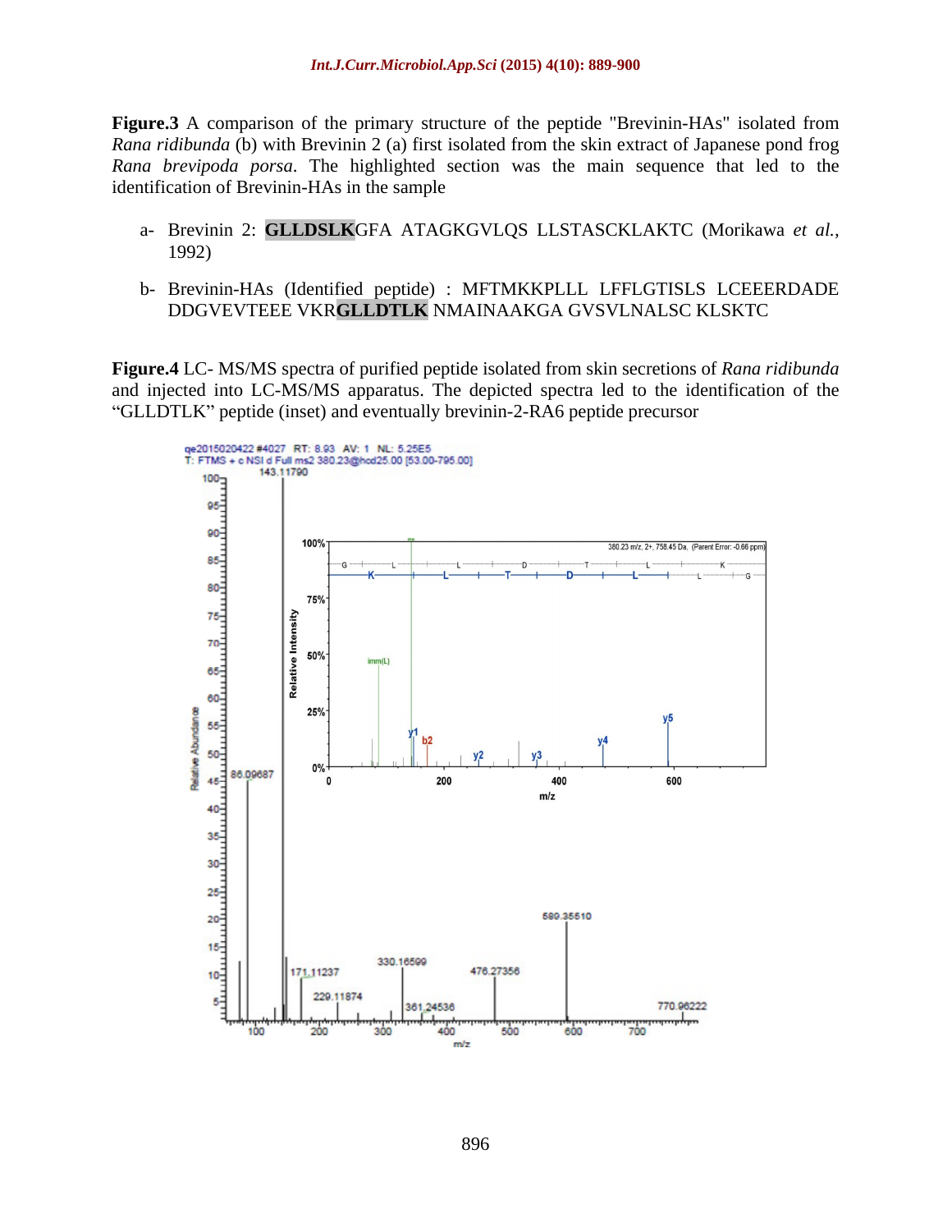**Figure.3** A comparison of the primary structure of the peptide "Brevinin-HAs" isolated from *Rana ridibunda* (b) with Brevinin 2 (a) first isolated from the skin extract of Japanese pond frog *Rana brevipoda porsa*. The highlighted section was the main sequence that led to the identification of Brevinin-HAs in the sample

a- Brevinin 2: **GLLDSLK**GFA ATAGKGVLQS LLSTASCKLAKTC (Morikawa *et al.*, 1992)

b- Brevinin-HAs (Identified peptide) : MFTMKKPLLL LFFLGTISLS LCEEERDADE DDGVEVTEEE VKR**GLLDTLK** NMAINAAKGA GVSVLNALSC KLSKTC

**Figure.4** LC- MS/MS spectra of purified peptide isolated from skin secretions of *Rana ridibunda* and injected into LC-MS/MS apparatus. The depicted spectra led to the identification of the "GLLDTLK" peptide (inset) and eventually brevinin-2-RA6 peptide precursor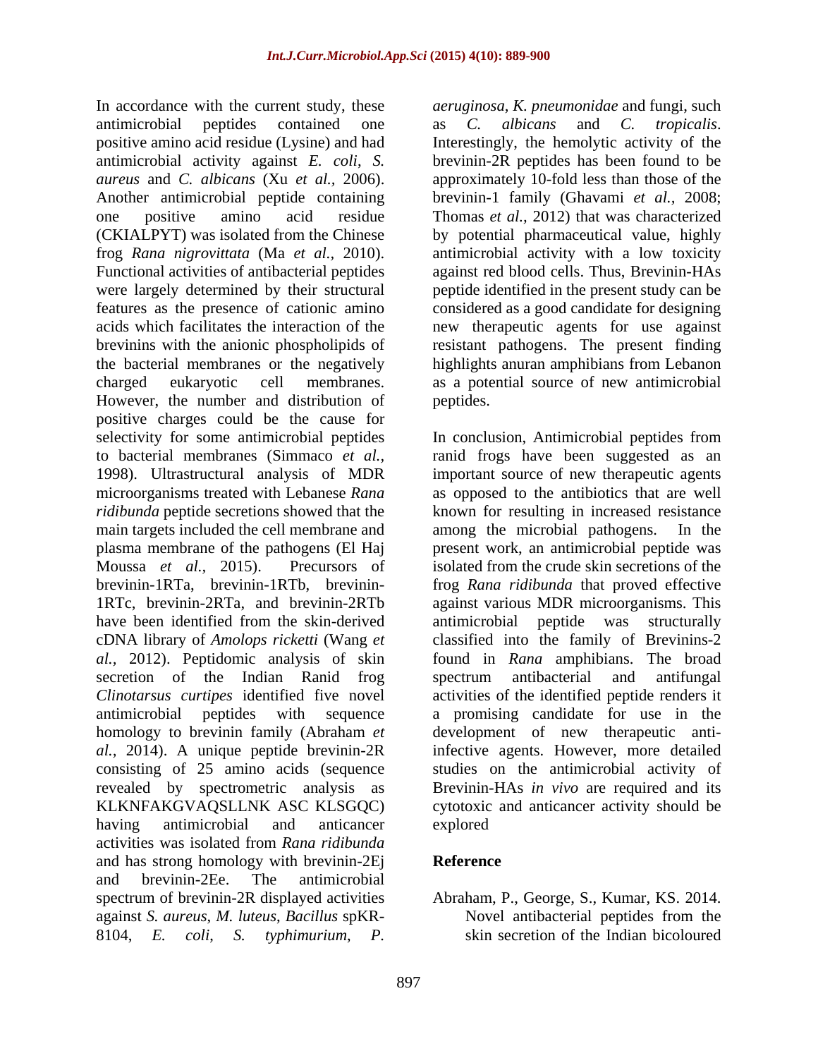In accordance with the current study, these antimicrobial peptides contained one positive amino acid residue (Lysine) and had antimicrobial activity against *E. coli*, *S. aureus* and *C. albicans* (Xu *et al.*, 2006). Another antimicrobial peptide containing one positive amino acid residue (CKIALPYT) was isolated from the Chinese frog *Rana nigrovittata* (Ma *et al.*, 2010). Functional activities of antibacterial peptides were largely determined by their structural features as the presence of cationic amino acids which facilitates the interaction of the brevinins with the anionic phospholipids of the bacterial membranes or the negatively charged eukaryotic cell membranes. However, the number and distribution of positive charges could be the cause for selectivity for some antimicrobial peptides to bacterial membranes (Simmaco *et al.*, 1998). Ultrastructural analysis of MDR microorganisms treated with Lebanese *Rana ridibunda* peptide secretions showed that the main targets included the cell membrane and plasma membrane of the pathogens (El Haj Moussa *et al.*, 2015). Precursors of brevinin-1RTa, brevinin-1RTb, brevinin-1RTc, brevinin-2RTa, and brevinin-2RTb have been identified from the skin-derived cDNA library of *Amolops ricketti* (Wang *et al.*, 2012). Peptidomic analysis of skin secretion of the Indian Ranid frog *Clinotarsus curtipes* identified five novel antimicrobial peptides with sequence homology to brevinin family (Abraham *et al.*, 2014). A unique peptide brevinin-2R consisting of 25 amino acids (sequence revealed by spectrometric analysis as KLKNFAKGVAQSLLNK ASC KLSGQC) having antimicrobial and anticancer activities was isolated from *Rana ridibunda* and has strong homology with brevinin-2Ej and brevinin-2Ee. The antimicrobial spectrum of brevinin-2R displayed activities against *S. aureus*, *M. luteus*, *Bacillus* spKR-8104, *E. coli*, *S. typhimurium*, *P. aeruginosa*, *K. pneumonidae* and fungi, such as *C. albicans* and *C. tropicalis*. Interestingly, the hemolytic activity of the brevinin-2R peptides has been found to be approximately 10-fold less than those of the brevinin-1 family (Ghavami *et al.*, 2008; Thomas *et al.*, 2012) that was characterized by potential pharmaceutical value, highly antimicrobial activity with a low toxicity against red blood cells. Thus, Brevinin-HAs peptide identified in the present study can be considered as a good candidate for designing new therapeutic agents for use against resistant pathogens. The present finding highlights anuran amphibians from Lebanon as a potential source of new antimicrobial peptides.

In conclusion, Antimicrobial peptides from ranid frogs have been suggested as an important source of new therapeutic agents as opposed to the antibiotics that are well known for resulting in increased resistance among the microbial pathogens. In the present work, an antimicrobial peptide was isolated from the crude skin secretions of the frog *Rana ridibunda* that proved effective against various MDR microorganisms. This antimicrobial peptide was structurally classified into the family of Brevinins-2 found in *Rana* amphibians. The broad spectrum antibacterial and antifungal activities of the identified peptide renders it a promising candidate for use in the development of new therapeutic anti-infective agents. However, more detailed studies on the antimicrobial activity of Brevinin-HAs *in vivo* are required and its cytotoxic and anticancer activity should be explored

## Reference

Abraham, P., George, S., Kumar, KS. 2014. Novel antibacterial peptides from the skin secretion of the Indian bicoloured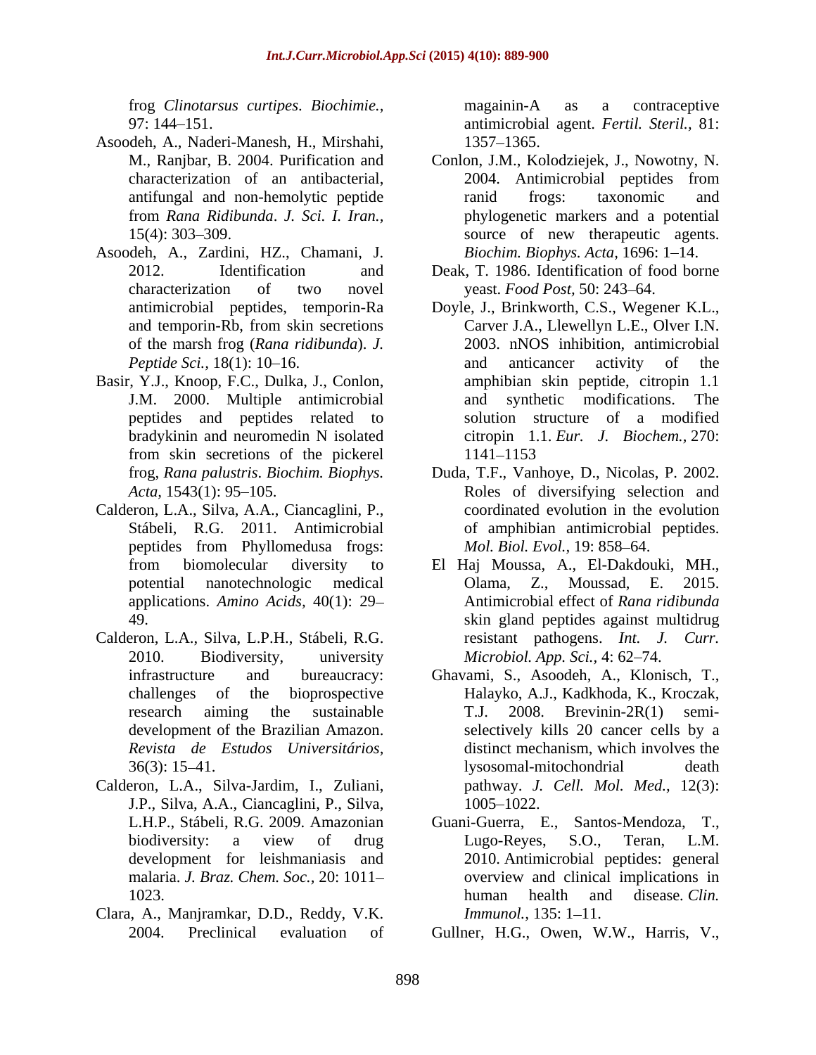frog *Clinotarsus curtipes*. *Biochimie.*, 97: 144–151.

Asoodeh, A., Naderi-Manesh, H., Mirshahi, M., Ranjbar, B. 2004. Purification and characterization of an antibacterial, antifungal and non-hemolytic peptide from *Rana Ridibunda*. *J. Sci. I. Iran.*, 15(4): 303–309.

Asoodeh, A., Zardini, HZ., Chamani, J. 2012. Identification and characterization of two novel antimicrobial peptides, temporin-Ra and temporin-Rb, from skin secretions of the marsh frog (*Rana ridibunda*). *J. Peptide Sci.*, 18(1): 10–16.

Basir, Y.J., Knoop, F.C., Dulka, J., Conlon, J.M. 2000. Multiple antimicrobial peptides and peptides related to bradykinin and neuromedin N isolated from skin secretions of the pickerel frog, *Rana palustris*. *Biochim. Biophys. Acta*, 1543(1): 95–105.

Calderon, L.A., Silva, A.A., Ciancaglini, P., Stábeli, R.G. 2011. Antimicrobial peptides from Phyllomedusa frogs: from biomolecular diversity to potential nanotechnologic medical applications. *Amino Acids*, 40(1): 29–49.

Calderon, L.A., Silva, L.P.H., Stábeli, R.G. 2010. Biodiversity, university infrastructure and bureaucracy: challenges of the bioprospective research aiming the sustainable development of the Brazilian Amazon. *Revista de Estudos Universitários*, 36(3): 15–41.

Calderon, L.A., Silva-Jardim, I., Zuliani, J.P., Silva, A.A., Ciancaglini, P., Silva, L.H.P., Stábeli, R.G. 2009. Amazonian biodiversity: a view of drug development for leishmaniasis and malaria. *J. Braz. Chem. Soc.*, 20: 1011–1023.

Clara, A., Manjramkar, D.D., Reddy, V.K. 2004. Preclinical evaluation of magainin-A as a contraceptive antimicrobial agent. *Fertil. Steril.*, 81: 1357–1365.

Conlon, J.M., Kolodziejek, J., Nowotny, N. 2004. Antimicrobial peptides from ranid frogs: taxonomic and phylogenetic markers and a potential source of new therapeutic agents. *Biochim. Biophys. Acta*, 1696: 1–14.

Deak, T. 1986. Identification of food borne yeast. *Food Post*, 50: 243–64.

Doyle, J., Brinkworth, C.S., Wegener K.L., Carver J.A., Llewellyn L.E., Olver I.N. 2003. nNOS inhibition, antimicrobial and anticancer activity of the amphibian skin peptide, citropin 1.1 and synthetic modifications. The solution structure of a modified citropin 1.1. *Eur. J. Biochem.*, 270: 1141–1153

Duda, T.F., Vanhoye, D., Nicolas, P. 2002. Roles of diversifying selection and coordinated evolution in the evolution of amphibian antimicrobial peptides. *Mol. Biol. Evol.*, 19: 858–64.

El Haj Moussa, A., El-Dakdouki, MH., Olama, Z., Moussad, E. 2015. Antimicrobial effect of *Rana ridibunda* skin gland peptides against multidrug resistant pathogens. *Int. J. Curr. Microbiol. App. Sci.*, 4: 62–74.

Ghavami, S., Asoodeh, A., Klonisch, T., Halayko, A.J., Kadkhoda, K., Kroczak, T.J. 2008. Brevinin-2R(1) semi-selectively kills 20 cancer cells by a distinct mechanism, which involves the lysosomal-mitochondrial death pathway. *J. Cell. Mol. Med.*, 12(3): 1005–1022.

Guani-Guerra, E., Santos-Mendoza, T., Lugo-Reyes, S.O., Teran, L.M. 2010. Antimicrobial peptides: general overview and clinical implications in human health and disease. *Clin. Immunol.*, 135: 1–11.

Gullner, H.G., Owen, W.W., Harris, V.,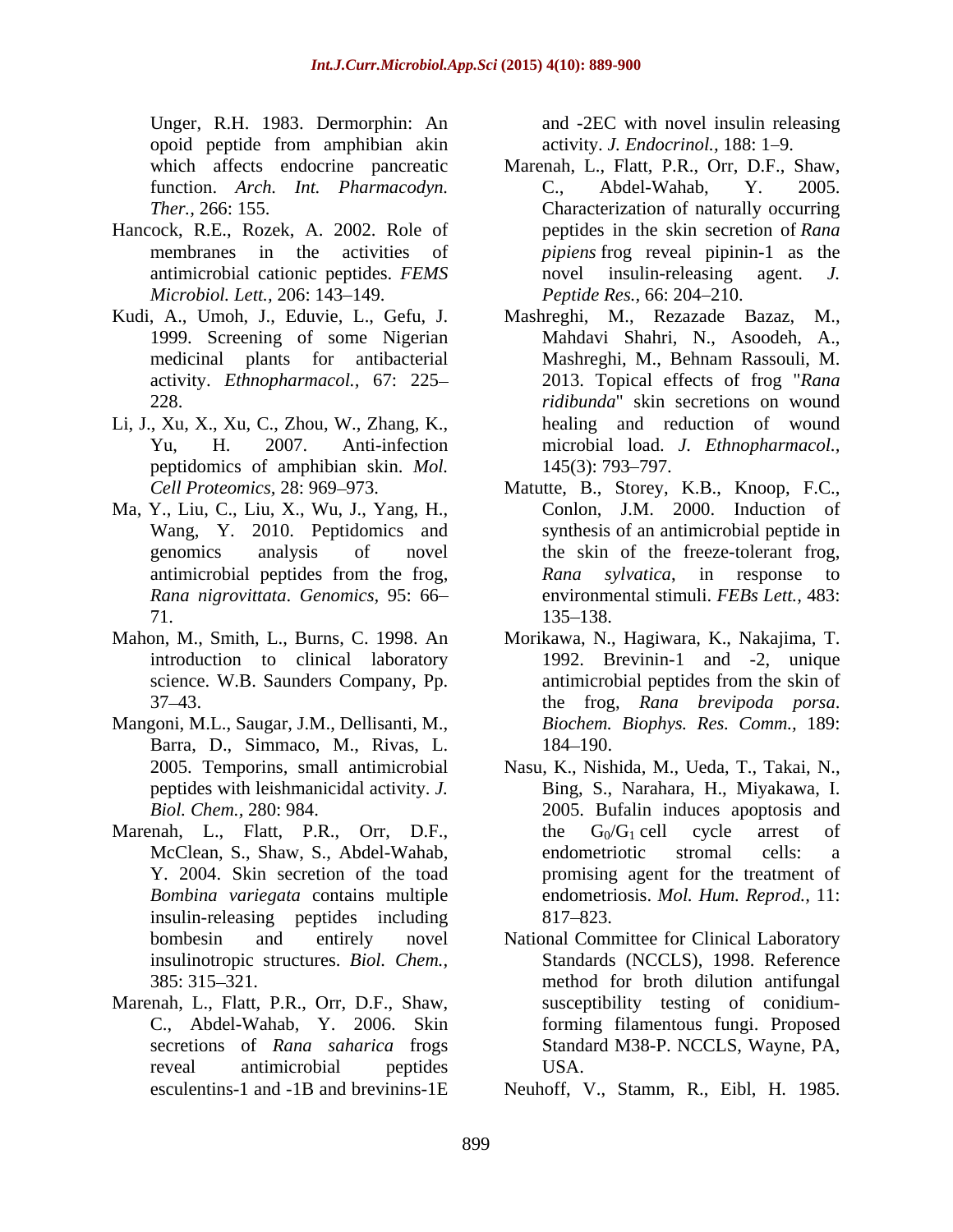Unger, R.H. 1983. Dermorphin: An opoid peptide from amphibian akin which affects endocrine pancreatic function. *Arch. Int. Pharmacodyn. Ther.,* 266: 155.

Hancock, R.E., Rozek, A. 2002. Role of membranes in the activities of antimicrobial cationic peptides. *FEMS Microbiol. Lett.,* 206: 143–149.

Kudi, A., Umoh, J., Eduvie, L., Gefu, J. 1999. Screening of some Nigerian medicinal plants for antibacterial activity. *Ethnopharmacol.,* 67: 225–228.

Li, J., Xu, X., Xu, C., Zhou, W., Zhang, K., Yu, H. 2007. Anti-infection peptidomics of amphibian skin. *Mol. Cell Proteomics*, 28: 969–973.

Ma, Y., Liu, C., Liu, X., Wu, J., Yang, H., Wang, Y. 2010. Peptidomics and genomics analysis of novel antimicrobial peptides from the frog, *Rana nigrovittata*. *Genomics,* 95: 66–71.

Mahon, M., Smith, L., Burns, C. 1998. An introduction to clinical laboratory science. W.B. Saunders Company, Pp. 37–43.

Mangoni, M.L., Saugar, J.M., Dellisanti, M., Barra, D., Simmaco, M., Rivas, L. 2005. Temporins, small antimicrobial peptides with leishmanicidal activity. *J. Biol. Chem.,* 280: 984.

Marenah, L., Flatt, P.R., Orr, D.F., McClean, S., Shaw, S., Abdel-Wahab, Y. 2004. Skin secretion of the toad *Bombina variegata* contains multiple insulin-releasing peptides including bombesin and entirely novel insulinotropic structures. *Biol. Chem.,* 385: 315–321.

Marenah, L., Flatt, P.R., Orr, D.F., Shaw, C., Abdel-Wahab, Y. 2006. Skin secretions of *Rana saharica* frogs reveal antimicrobial peptides esculentins-1 and -1B and brevinins-1E and -2EC with novel insulin releasing activity. *J. Endocrinol.,* 188: 1–9.

Marenah, L., Flatt, P.R., Orr, D.F., Shaw, C., Abdel-Wahab, Y. 2005. Characterization of naturally occurring peptides in the skin secretion of *Rana pipiens* frog reveal pipinin-1 as the novel insulin-releasing agent. *J. Peptide Res.,* 66: 204–210.

Mashreghi, M., Rezazade Bazaz, M., Mahdavi Shahri, N., Asoodeh, A., Mashreghi, M., Behnam Rassouli, M. 2013. Topical effects of frog "*Rana ridibunda*" skin secretions on wound healing and reduction of wound microbial load. *J. Ethnopharmacol.,* 145(3): 793–797.

Matutte, B., Storey, K.B., Knoop, F.C., Conlon, J.M. 2000. Induction of synthesis of an antimicrobial peptide in the skin of the freeze-tolerant frog, *Rana sylvatica*, in response to environmental stimuli. *FEBs Lett.,* 483: 135–138.

Morikawa, N., Hagiwara, K., Nakajima, T. 1992. Brevinin-1 and -2, unique antimicrobial peptides from the skin of the frog, *Rana brevipoda porsa*. *Biochem. Biophys. Res. Comm.,* 189: 184–190.

Nasu, K., Nishida, M., Ueda, T., Takai, N., Bing, S., Narahara, H., Miyakawa, I. 2005. Bufalin induces apoptosis and the $G_0/G_1$ cell cycle arrest of endometriotic stromal cells: a promising agent for the treatment of endometriosis. *Mol. Hum. Reprod.,* 11: 817–823.

National Committee for Clinical Laboratory Standards (NCCLS), 1998. Reference method for broth dilution antifungal susceptibility testing of conidium-forming filamentous fungi. Proposed Standard M38-P. NCCLS, Wayne, PA, USA.

Neuhoff, V., Stamm, R., Eibl, H. 1985.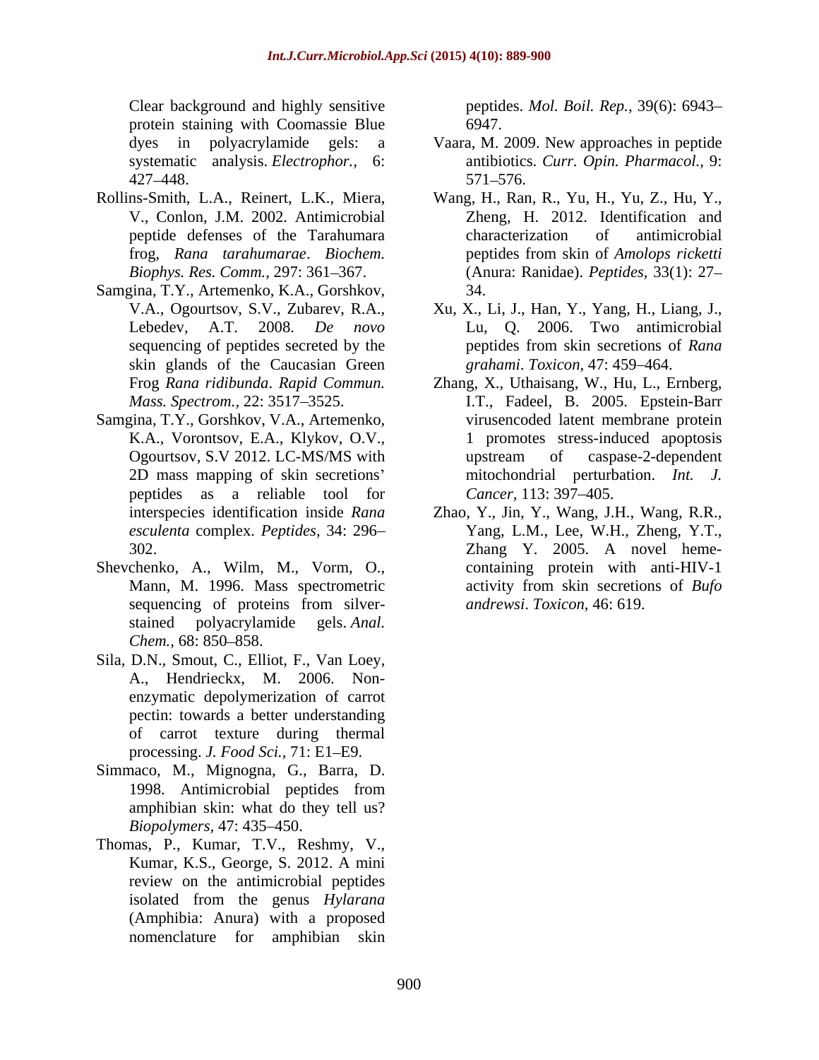Clear background and highly sensitive protein staining with Coomassie Blue dyes in polyacrylamide gels: a systematic analysis. *Electrophor.,* 6: 427–448.

Rollins-Smith, L.A., Reinert, L.K., Miera, V., Conlon, J.M. 2002. Antimicrobial peptide defenses of the Tarahumara frog, *Rana tarahumarae*. *Biochem. Biophys. Res. Comm.,* 297: 361–367.

Samgina, T.Y., Artemenko, K.A., Gorshkov, V.A., Ogourtsov, S.V., Zubarev, R.A., Lebedev, A.T. 2008. *De novo* sequencing of peptides secreted by the skin glands of the Caucasian Green Frog *Rana ridibunda*. *Rapid Commun. Mass. Spectrom.,* 22: 3517–3525.

Samgina, T.Y., Gorshkov, V.A., Artemenko, K.A., Vorontsov, E.A., Klykov, O.V., Ogourtsov, S.V 2012. LC-MS/MS with 2D mass mapping of skin secretions' peptides as a reliable tool for interspecies identification inside *Rana esculenta* complex. *Peptides,* 34: 296–302.

Shevchenko, A., Wilm, M., Vorm, O., Mann, M. 1996. Mass spectrometric sequencing of proteins from silver-stained polyacrylamide gels. *Anal. Chem.,* 68: 850–858.

Sila, D.N., Smout, C., Elliot, F., Van Loey, A., Hendrieckx, M. 2006. Non-enzymatic depolymerization of carrot pectin: towards a better understanding of carrot texture during thermal processing. *J. Food Sci.,* 71: E1–E9.

Simmaco, M., Mignogna, G., Barra, D. 1998. Antimicrobial peptides from amphibian skin: what do they tell us? *Biopolymers,* 47: 435–450.

Thomas, P., Kumar, T.V., Reshmy, V., Kumar, K.S., George, S. 2012. A mini review on the antimicrobial peptides isolated from the genus *Hylarana* (Amphibia: Anura) with a proposed nomenclature for amphibian skin peptides. *Mol. Boil. Rep.,* 39(6): 6943–6947.

Vaara, M. 2009. New approaches in peptide antibiotics. *Curr. Opin. Pharmacol.,* 9: 571–576.

Wang, H., Ran, R., Yu, H., Yu, Z., Hu, Y., Zheng, H. 2012. Identification and characterization of antimicrobial peptides from skin of *Amolops ricketti* (Anura: Ranidae). *Peptides,* 33(1): 27–34.

Xu, X., Li, J., Han, Y., Yang, H., Liang, J., Lu, Q. 2006. Two antimicrobial peptides from skin secretions of *Rana grahami*. *Toxicon,* 47: 459–464.

Zhang, X., Uthaisang, W., Hu, L., Ernberg, I.T., Fadeel, B. 2005. Epstein-Barr virusencoded latent membrane protein 1 promotes stress-induced apoptosis upstream of caspase-2-dependent mitochondrial perturbation. *Int. J. Cancer,* 113: 397–405.

Zhao, Y., Jin, Y., Wang, J.H., Wang, R.R., Yang, L.M., Lee, W.H., Zheng, Y.T., Zhang Y. 2005. A novel heme-containing protein with anti-HIV-1 activity from skin secretions of *Bufo andrewsi*. *Toxicon,* 46: 619.